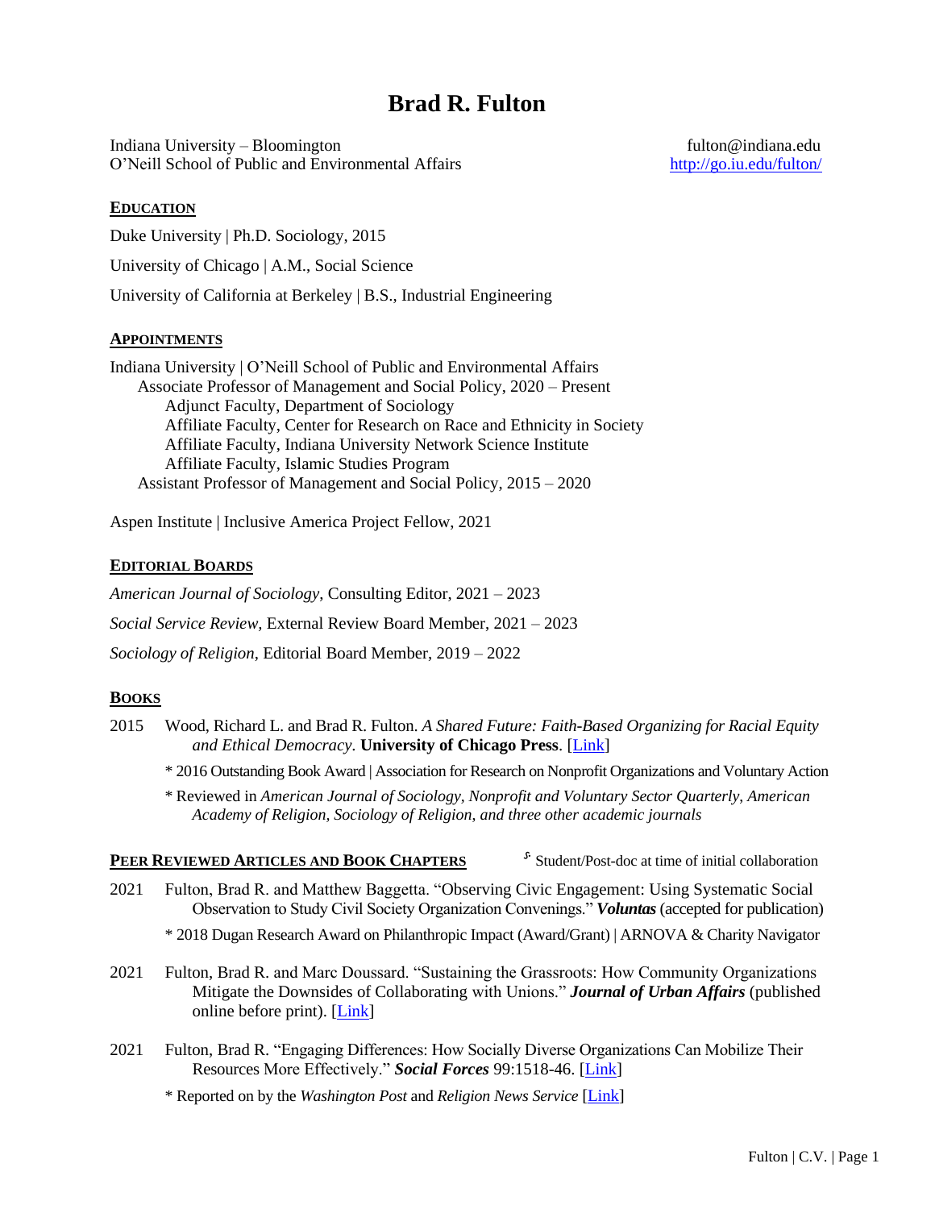# Brad R. Fulton

Indiana University – Bloomington
O'Neill School of Public and Environmental Affairs

fulton@indiana.edu
http://go.iu.edu/fulton/

## EDUCATION

Duke University | Ph.D. Sociology, 2015

University of Chicago | A.M., Social Science

University of California at Berkeley | B.S., Industrial Engineering

## APPOINTMENTS

Indiana University | O'Neill School of Public and Environmental Affairs
- Associate Professor of Management and Social Policy, 2020 – Present
  - Adjunct Faculty, Department of Sociology
  - Affiliate Faculty, Center for Research on Race and Ethnicity in Society
  - Affiliate Faculty, Indiana University Network Science Institute
  - Affiliate Faculty, Islamic Studies Program
- Assistant Professor of Management and Social Policy, 2015 – 2020

Aspen Institute | Inclusive America Project Fellow, 2021

## EDITORIAL BOARDS

*American Journal of Sociology*, Consulting Editor, 2021 – 2023

*Social Service Review,* External Review Board Member, 2021 – 2023

*Sociology of Religion*, Editorial Board Member, 2019 – 2022

## BOOKS

2015 Wood, Richard L. and Brad R. Fulton. *A Shared Future: Faith-Based Organizing for Racial Equity and Ethical Democracy.* **University of Chicago Press**. [Link]

* 2016 Outstanding Book Award | Association for Research on Nonprofit Organizations and Voluntary Action

* Reviewed in *American Journal of Sociology, Nonprofit and Voluntary Sector Quarterly, American Academy of Religion, Sociology of Religion, and three other academic journals*

## PEER REVIEWED ARTICLES AND BOOK CHAPTERS

*S* Student/Post-doc at time of initial collaboration

2021 Fulton, Brad R. and Matthew Baggetta. "Observing Civic Engagement: Using Systematic Social Observation to Study Civil Society Organization Convenings." ***Voluntas*** (accepted for publication)

* 2018 Dugan Research Award on Philanthropic Impact (Award/Grant) | ARNOVA & Charity Navigator

2021 Fulton, Brad R. and Marc Doussard. "Sustaining the Grassroots: How Community Organizations Mitigate the Downsides of Collaborating with Unions." ***Journal of Urban Affairs*** (published online before print). [Link]

2021 Fulton, Brad R. "Engaging Differences: How Socially Diverse Organizations Can Mobilize Their Resources More Effectively." ***Social Forces*** 99:1518-46. [Link]

* Reported on by the *Washington Post* and *Religion News Service* [Link]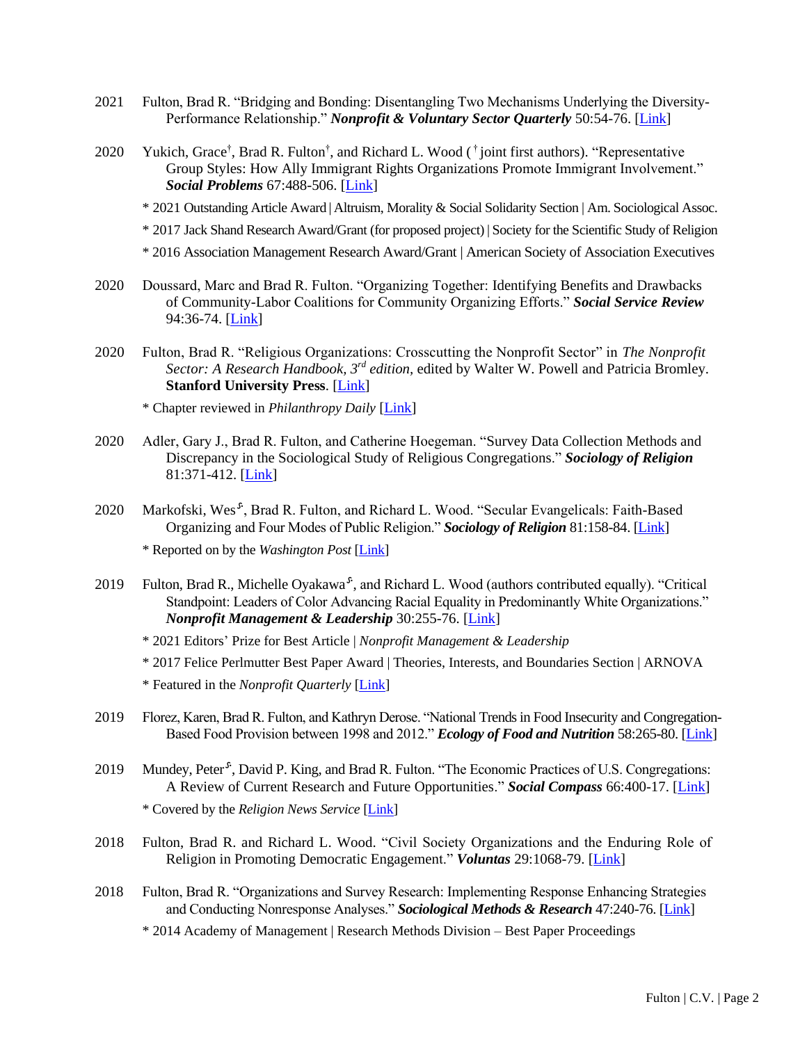2021 Fulton, Brad R. "Bridging and Bonding: Disentangling Two Mechanisms Underlying the Diversity-Performance Relationship." ***Nonprofit & Voluntary Sector Quarterly*** 50:54-76. [Link]

2020 Yukich, Grace[†], Brad R. Fulton[†], and Richard L. Wood ([†] joint first authors). "Representative Group Styles: How Ally Immigrant Rights Organizations Promote Immigrant Involvement." ***Social Problems*** 67:488-506. [Link]

- * 2021 Outstanding Article Award | Altruism, Morality & Social Solidarity Section | Am. Sociological Assoc.
- * 2017 Jack Shand Research Award/Grant (for proposed project) | Society for the Scientific Study of Religion
- * 2016 Association Management Research Award/Grant | American Society of Association Executives

2020 Doussard, Marc and Brad R. Fulton. "Organizing Together: Identifying Benefits and Drawbacks of Community-Labor Coalitions for Community Organizing Efforts." ***Social Service Review*** 94:36-74. [Link]

2020 Fulton, Brad R. "Religious Organizations: Crosscutting the Nonprofit Sector" in *The Nonprofit Sector: A Research Handbook, 3rd edition,* edited by Walter W. Powell and Patricia Bromley. **Stanford University Press**. [Link]

- * Chapter reviewed in *Philanthropy Daily* [Link]

2020 Adler, Gary J., Brad R. Fulton, and Catherine Hoegeman. "Survey Data Collection Methods and Discrepancy in the Sociological Study of Religious Congregations." ***Sociology of Religion*** 81:371-412. [Link]

2020 Markofski, Wes[s], Brad R. Fulton, and Richard L. Wood. "Secular Evangelicals: Faith-Based Organizing and Four Modes of Public Religion." ***Sociology of Religion*** 81:158-84. [Link]

- * Reported on by the *Washington Post* [Link]

2019 Fulton, Brad R., Michelle Oyakawa[s], and Richard L. Wood (authors contributed equally). "Critical Standpoint: Leaders of Color Advancing Racial Equality in Predominantly White Organizations." ***Nonprofit Management & Leadership*** 30:255-76. [Link]

- * 2021 Editors' Prize for Best Article | *Nonprofit Management & Leadership*
- * 2017 Felice Perlmutter Best Paper Award | Theories, Interests, and Boundaries Section | ARNOVA
- * Featured in the *Nonprofit Quarterly* [Link]

2019 Florez, Karen, Brad R. Fulton, and Kathryn Derose. "National Trends in Food Insecurity and Congregation-Based Food Provision between 1998 and 2012." ***Ecology of Food and Nutrition*** 58:265-80. [Link]

2019 Mundey, Peter[s], David P. King, and Brad R. Fulton. "The Economic Practices of U.S. Congregations: A Review of Current Research and Future Opportunities." ***Social Compass*** 66:400-17. [Link]

- * Covered by the *Religion News Service* [Link]

2018 Fulton, Brad R. and Richard L. Wood. "Civil Society Organizations and the Enduring Role of Religion in Promoting Democratic Engagement." ***Voluntas*** 29:1068-79. [Link]

2018 Fulton, Brad R. "Organizations and Survey Research: Implementing Response Enhancing Strategies and Conducting Nonresponse Analyses." ***Sociological Methods & Research*** 47:240-76. [Link]

- * 2014 Academy of Management | Research Methods Division – Best Paper Proceedings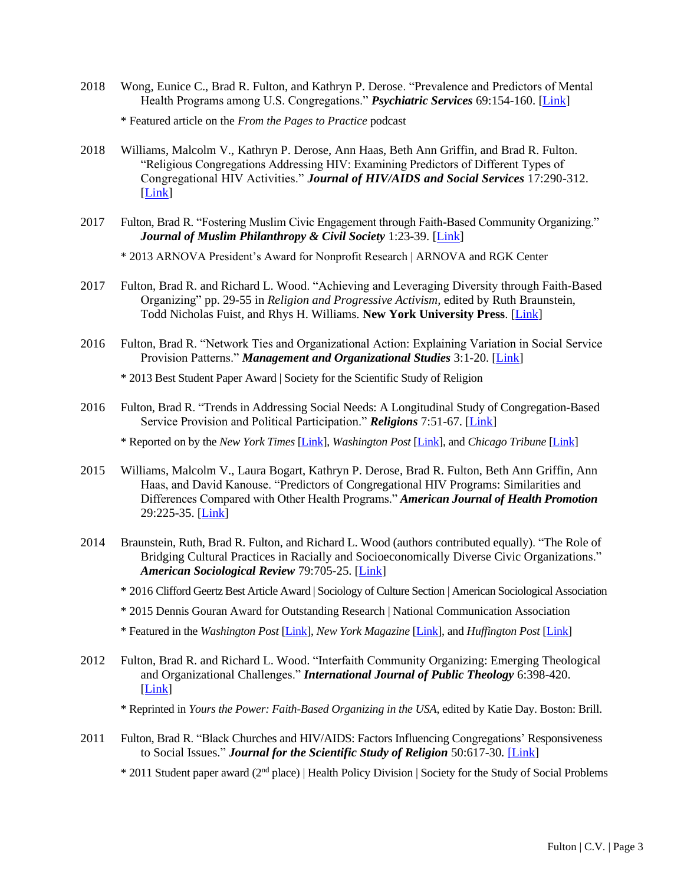2018 Wong, Eunice C., Brad R. Fulton, and Kathryn P. Derose. "Prevalence and Predictors of Mental Health Programs among U.S. Congregations." ***Psychiatric Services*** 69:154-160. [Link]

* Featured article on the *From the Pages to Practice* podcast

2018 Williams, Malcolm V., Kathryn P. Derose, Ann Haas, Beth Ann Griffin, and Brad R. Fulton. "Religious Congregations Addressing HIV: Examining Predictors of Different Types of Congregational HIV Activities." ***Journal of HIV/AIDS and Social Services*** 17:290-312. [Link]

2017 Fulton, Brad R. "Fostering Muslim Civic Engagement through Faith-Based Community Organizing." ***Journal of Muslim Philanthropy & Civil Society*** 1:23-39. [Link]

* 2013 ARNOVA President's Award for Nonprofit Research | ARNOVA and RGK Center

2017 Fulton, Brad R. and Richard L. Wood. "Achieving and Leveraging Diversity through Faith-Based Organizing" pp. 29-55 in *Religion and Progressive Activism*, edited by Ruth Braunstein, Todd Nicholas Fuist, and Rhys H. Williams. **New York University Press**. [Link]

2016 Fulton, Brad R. "Network Ties and Organizational Action: Explaining Variation in Social Service Provision Patterns." ***Management and Organizational Studies*** 3:1-20. [Link]

* 2013 Best Student Paper Award | Society for the Scientific Study of Religion

2016 Fulton, Brad R. "Trends in Addressing Social Needs: A Longitudinal Study of Congregation-Based Service Provision and Political Participation." ***Religions*** 7:51-67. [Link]

* Reported on by the *New York Times* [Link], *Washington Post* [Link], and *Chicago Tribune* [Link]

2015 Williams, Malcolm V., Laura Bogart, Kathryn P. Derose, Brad R. Fulton, Beth Ann Griffin, Ann Haas, and David Kanouse. "Predictors of Congregational HIV Programs: Similarities and Differences Compared with Other Health Programs." ***American Journal of Health Promotion*** 29:225-35. [Link]

2014 Braunstein, Ruth, Brad R. Fulton, and Richard L. Wood (authors contributed equally). "The Role of Bridging Cultural Practices in Racially and Socioeconomically Diverse Civic Organizations." ***American Sociological Review*** 79:705-25. [Link]

* 2016 Clifford Geertz Best Article Award | Sociology of Culture Section | American Sociological Association

* 2015 Dennis Gouran Award for Outstanding Research | National Communication Association

* Featured in the *Washington Post* [Link], *New York Magazine* [Link], and *Huffington Post* [Link]

2012 Fulton, Brad R. and Richard L. Wood. "Interfaith Community Organizing: Emerging Theological and Organizational Challenges." ***International Journal of Public Theology*** 6:398-420. [Link]

* Reprinted in *Yours the Power: Faith-Based Organizing in the USA*, edited by Katie Day. Boston: Brill.

2011 Fulton, Brad R. "Black Churches and HIV/AIDS: Factors Influencing Congregations' Responsiveness to Social Issues." ***Journal for the Scientific Study of Religion*** 50:617-30. [Link]

* 2011 Student paper award (2nd place) | Health Policy Division | Society for the Study of Social Problems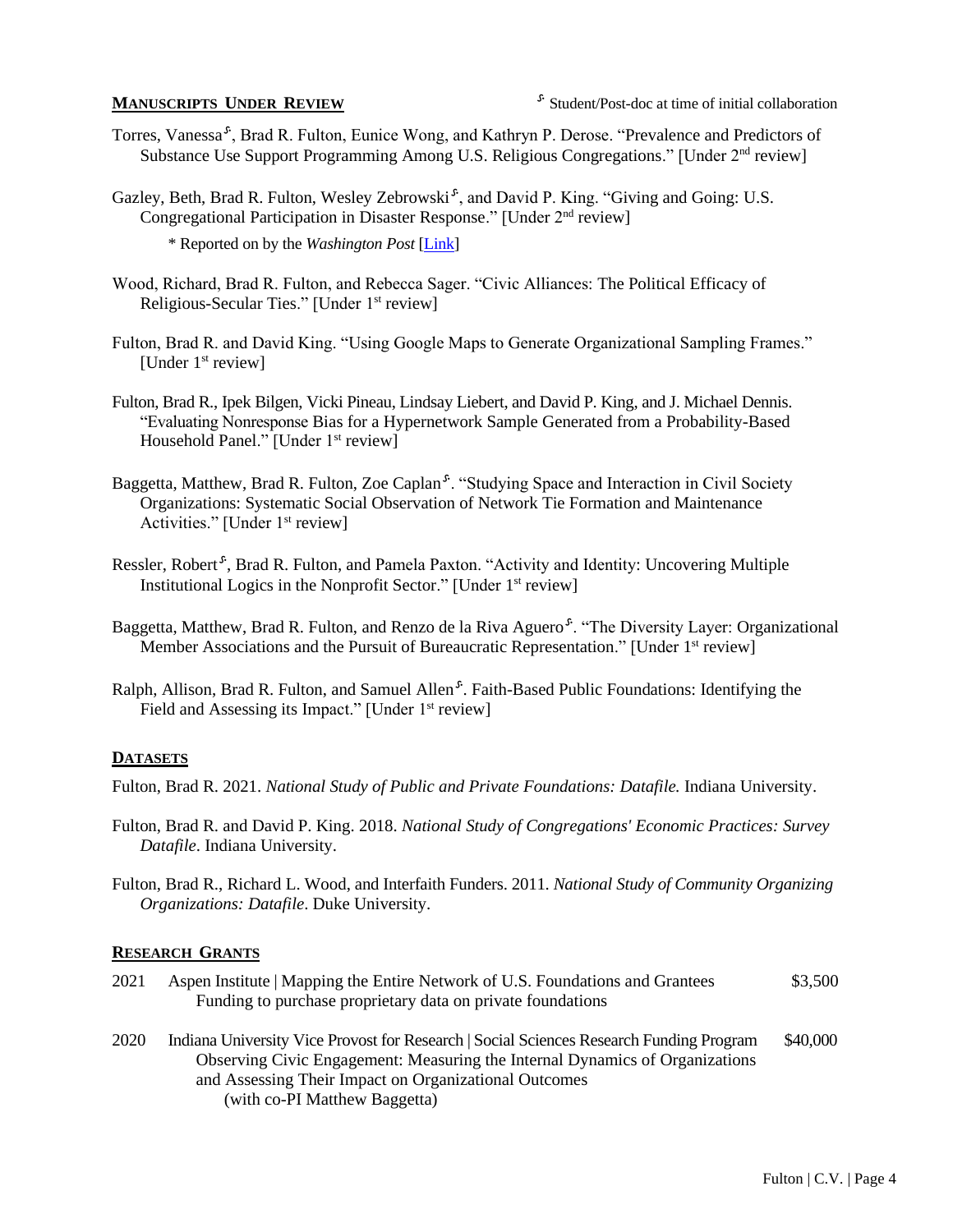## MANUSCRIPTS UNDER REVIEW

[S] Student/Post-doc at time of initial collaboration

Torres, Vanessa[S], Brad R. Fulton, Eunice Wong, and Kathryn P. Derose. "Prevalence and Predictors of Substance Use Support Programming Among U.S. Religious Congregations." [Under 2nd review]

Gazley, Beth, Brad R. Fulton, Wesley Zebrowski[S], and David P. King. "Giving and Going: U.S. Congregational Participation in Disaster Response." [Under 2nd review]

* Reported on by the *Washington Post* [Link]

Wood, Richard, Brad R. Fulton, and Rebecca Sager. "Civic Alliances: The Political Efficacy of Religious-Secular Ties." [Under 1st review]

Fulton, Brad R. and David King. "Using Google Maps to Generate Organizational Sampling Frames." [Under 1st review]

Fulton, Brad R., Ipek Bilgen, Vicki Pineau, Lindsay Liebert, and David P. King, and J. Michael Dennis. "Evaluating Nonresponse Bias for a Hypernetwork Sample Generated from a Probability-Based Household Panel." [Under 1st review]

Baggetta, Matthew, Brad R. Fulton, Zoe Caplan[S]. "Studying Space and Interaction in Civil Society Organizations: Systematic Social Observation of Network Tie Formation and Maintenance Activities." [Under 1st review]

Ressler, Robert[S], Brad R. Fulton, and Pamela Paxton. "Activity and Identity: Uncovering Multiple Institutional Logics in the Nonprofit Sector." [Under 1st review]

Baggetta, Matthew, Brad R. Fulton, and Renzo de la Riva Aguero[S]. "The Diversity Layer: Organizational Member Associations and the Pursuit of Bureaucratic Representation." [Under 1st review]

Ralph, Allison, Brad R. Fulton, and Samuel Allen[S]. Faith-Based Public Foundations: Identifying the Field and Assessing its Impact." [Under 1st review]

## DATASETS

Fulton, Brad R. 2021. *National Study of Public and Private Foundations: Datafile.* Indiana University.

Fulton, Brad R. and David P. King. 2018. *National Study of Congregations' Economic Practices: Survey Datafile*. Indiana University.

Fulton, Brad R., Richard L. Wood, and Interfaith Funders. 2011. *National Study of Community Organizing Organizations: Datafile*. Duke University.

## RESEARCH GRANTS

2021 Aspen Institute | Mapping the Entire Network of U.S. Foundations and Grantees — $3,500
Funding to purchase proprietary data on private foundations

2020 Indiana University Vice Provost for Research | Social Sciences Research Funding Program — $40,000
Observing Civic Engagement: Measuring the Internal Dynamics of Organizations and Assessing Their Impact on Organizational Outcomes
(with co-PI Matthew Baggetta)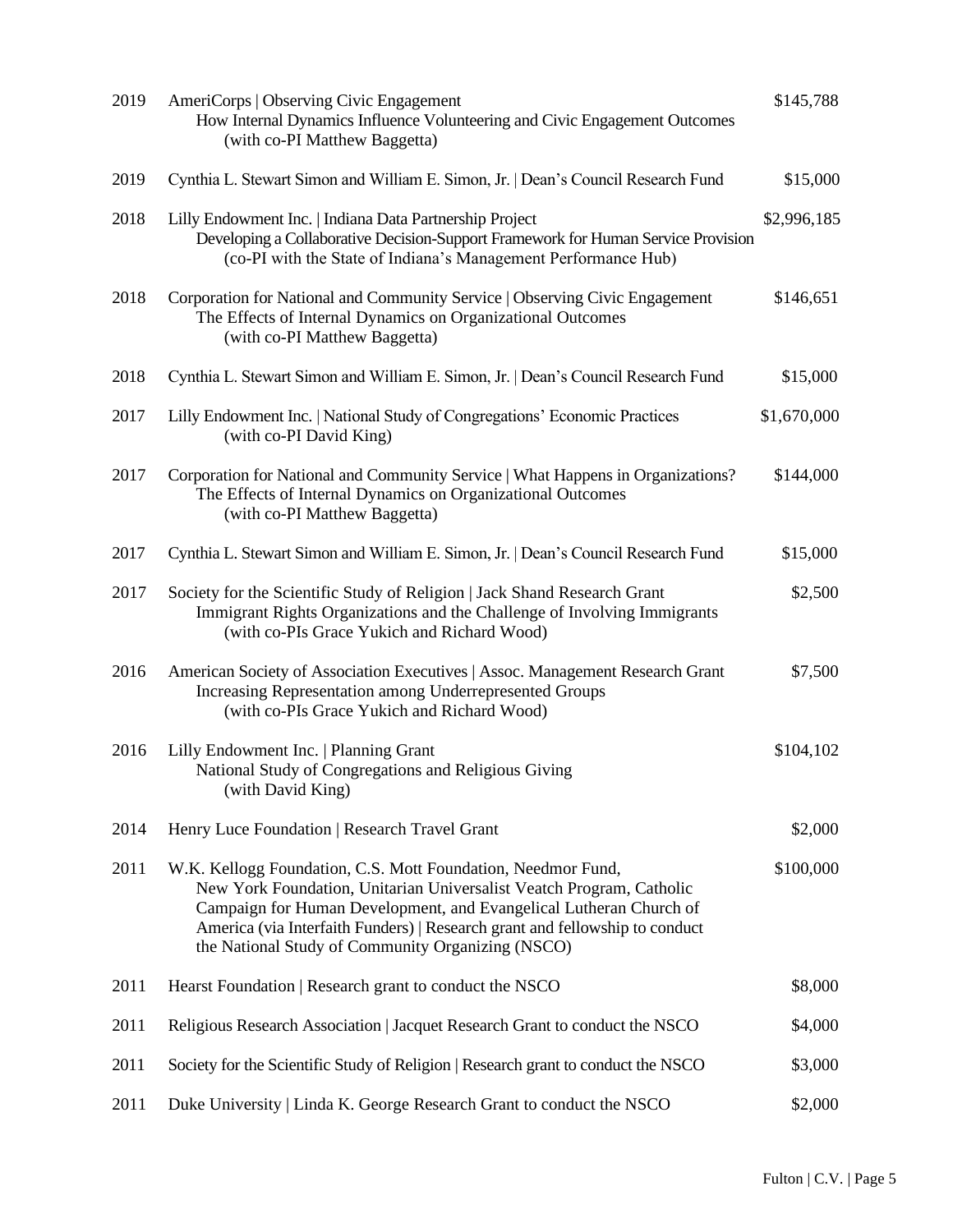| | | |
|---|---|---|
| 2019 | AmeriCorps \| Observing Civic Engagement<br>How Internal Dynamics Influence Volunteering and Civic Engagement Outcomes<br>(with co-PI Matthew Baggetta) | $145,788 |
| 2019 | Cynthia L. Stewart Simon and William E. Simon, Jr. \| Dean's Council Research Fund | $15,000 |
| 2018 | Lilly Endowment Inc. \| Indiana Data Partnership Project<br>Developing a Collaborative Decision-Support Framework for Human Service Provision<br>(co-PI with the State of Indiana's Management Performance Hub) | $2,996,185 |
| 2018 | Corporation for National and Community Service \| Observing Civic Engagement<br>The Effects of Internal Dynamics on Organizational Outcomes<br>(with co-PI Matthew Baggetta) | $146,651 |
| 2018 | Cynthia L. Stewart Simon and William E. Simon, Jr. \| Dean's Council Research Fund | $15,000 |
| 2017 | Lilly Endowment Inc. \| National Study of Congregations' Economic Practices<br>(with co-PI David King) | $1,670,000 |
| 2017 | Corporation for National and Community Service \| What Happens in Organizations?<br>The Effects of Internal Dynamics on Organizational Outcomes<br>(with co-PI Matthew Baggetta) | $144,000 |
| 2017 | Cynthia L. Stewart Simon and William E. Simon, Jr. \| Dean's Council Research Fund | $15,000 |
| 2017 | Society for the Scientific Study of Religion \| Jack Shand Research Grant<br>Immigrant Rights Organizations and the Challenge of Involving Immigrants<br>(with co-PIs Grace Yukich and Richard Wood) | $2,500 |
| 2016 | American Society of Association Executives \| Assoc. Management Research Grant<br>Increasing Representation among Underrepresented Groups<br>(with co-PIs Grace Yukich and Richard Wood) | $7,500 |
| 2016 | Lilly Endowment Inc. \| Planning Grant<br>National Study of Congregations and Religious Giving<br>(with David King) | $104,102 |
| 2014 | Henry Luce Foundation \| Research Travel Grant | $2,000 |
| 2011 | W.K. Kellogg Foundation, C.S. Mott Foundation, Needmor Fund, New York Foundation, Unitarian Universalist Veatch Program, Catholic Campaign for Human Development, and Evangelical Lutheran Church of America (via Interfaith Funders) \| Research grant and fellowship to conduct the National Study of Community Organizing (NSCO) | $100,000 |
| 2011 | Hearst Foundation \| Research grant to conduct the NSCO | $8,000 |
| 2011 | Religious Research Association \| Jacquet Research Grant to conduct the NSCO | $4,000 |
| 2011 | Society for the Scientific Study of Religion \| Research grant to conduct the NSCO | $3,000 |
| 2011 | Duke University \| Linda K. George Research Grant to conduct the NSCO | $2,000 |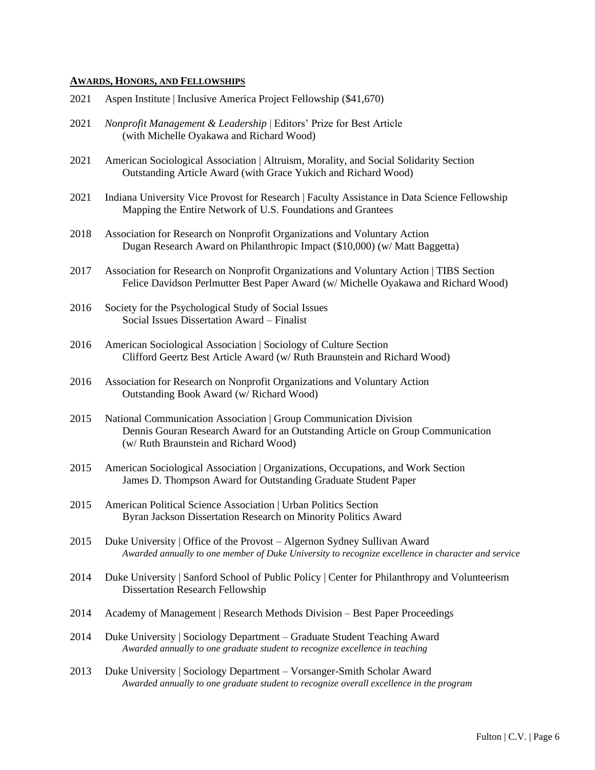## AWARDS, HONORS, AND FELLOWSHIPS

2021 Aspen Institute | Inclusive America Project Fellowship ($41,670)

2021 *Nonprofit Management & Leadership* | Editors' Prize for Best Article
(with Michelle Oyakawa and Richard Wood)

2021 American Sociological Association | Altruism, Morality, and Social Solidarity Section
Outstanding Article Award (with Grace Yukich and Richard Wood)

2021 Indiana University Vice Provost for Research | Faculty Assistance in Data Science Fellowship
Mapping the Entire Network of U.S. Foundations and Grantees

2018 Association for Research on Nonprofit Organizations and Voluntary Action
Dugan Research Award on Philanthropic Impact ($10,000) (w/ Matt Baggetta)

2017 Association for Research on Nonprofit Organizations and Voluntary Action | TIBS Section
Felice Davidson Perlmutter Best Paper Award (w/ Michelle Oyakawa and Richard Wood)

2016 Society for the Psychological Study of Social Issues
Social Issues Dissertation Award – Finalist

2016 American Sociological Association | Sociology of Culture Section
Clifford Geertz Best Article Award (w/ Ruth Braunstein and Richard Wood)

2016 Association for Research on Nonprofit Organizations and Voluntary Action
Outstanding Book Award (w/ Richard Wood)

2015 National Communication Association | Group Communication Division
Dennis Gouran Research Award for an Outstanding Article on Group Communication
(w/ Ruth Braunstein and Richard Wood)

2015 American Sociological Association | Organizations, Occupations, and Work Section
James D. Thompson Award for Outstanding Graduate Student Paper

2015 American Political Science Association | Urban Politics Section
Byran Jackson Dissertation Research on Minority Politics Award

2015 Duke University | Office of the Provost – Algernon Sydney Sullivan Award
*Awarded annually to one member of Duke University to recognize excellence in character and service*

2014 Duke University | Sanford School of Public Policy | Center for Philanthropy and Volunteerism
Dissertation Research Fellowship

2014 Academy of Management | Research Methods Division – Best Paper Proceedings

2014 Duke University | Sociology Department – Graduate Student Teaching Award
*Awarded annually to one graduate student to recognize excellence in teaching*

2013 Duke University | Sociology Department – Vorsanger-Smith Scholar Award
*Awarded annually to one graduate student to recognize overall excellence in the program*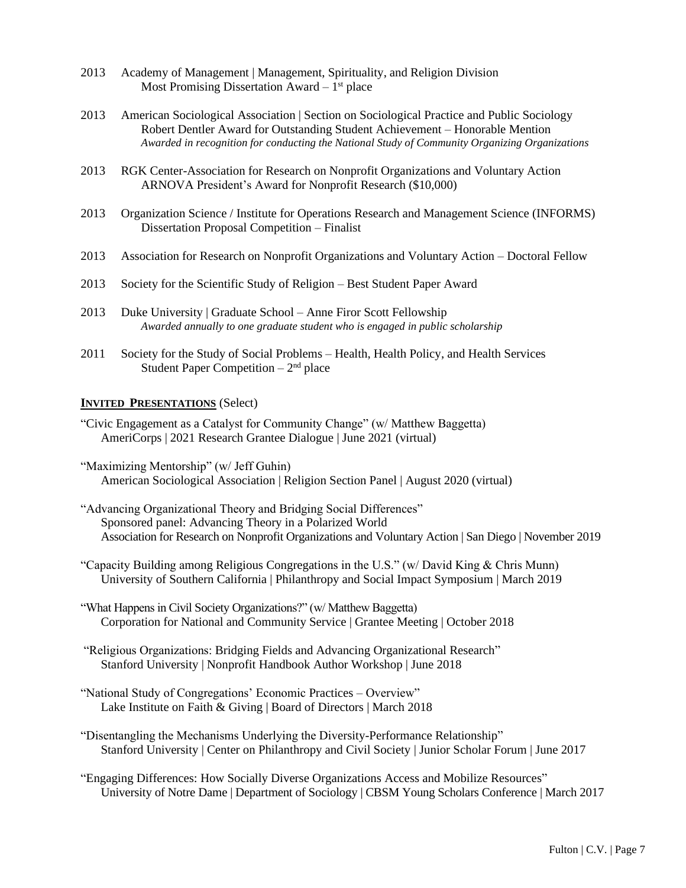2013 Academy of Management | Management, Spirituality, and Religion Division
Most Promising Dissertation Award – 1st place

2013 American Sociological Association | Section on Sociological Practice and Public Sociology
Robert Dentler Award for Outstanding Student Achievement – Honorable Mention
*Awarded in recognition for conducting the National Study of Community Organizing Organizations*

2013 RGK Center-Association for Research on Nonprofit Organizations and Voluntary Action
ARNOVA President's Award for Nonprofit Research ($10,000)

2013 Organization Science / Institute for Operations Research and Management Science (INFORMS)
Dissertation Proposal Competition – Finalist

2013 Association for Research on Nonprofit Organizations and Voluntary Action – Doctoral Fellow

2013 Society for the Scientific Study of Religion – Best Student Paper Award

2013 Duke University | Graduate School – Anne Firor Scott Fellowship
*Awarded annually to one graduate student who is engaged in public scholarship*

2011 Society for the Study of Social Problems – Health, Health Policy, and Health Services
Student Paper Competition – 2nd place

## INVITED PRESENTATIONS (Select)

"Civic Engagement as a Catalyst for Community Change" (w/ Matthew Baggetta)
AmeriCorps | 2021 Research Grantee Dialogue | June 2021 (virtual)

"Maximizing Mentorship" (w/ Jeff Guhin)
American Sociological Association | Religion Section Panel | August 2020 (virtual)

"Advancing Organizational Theory and Bridging Social Differences"
Sponsored panel: Advancing Theory in a Polarized World
Association for Research on Nonprofit Organizations and Voluntary Action | San Diego | November 2019

"Capacity Building among Religious Congregations in the U.S." (w/ David King & Chris Munn)
University of Southern California | Philanthropy and Social Impact Symposium | March 2019

"What Happens in Civil Society Organizations?" (w/ Matthew Baggetta)
Corporation for National and Community Service | Grantee Meeting | October 2018

"Religious Organizations: Bridging Fields and Advancing Organizational Research"
Stanford University | Nonprofit Handbook Author Workshop | June 2018

"National Study of Congregations' Economic Practices – Overview"
Lake Institute on Faith & Giving | Board of Directors | March 2018

"Disentangling the Mechanisms Underlying the Diversity-Performance Relationship"
Stanford University | Center on Philanthropy and Civil Society | Junior Scholar Forum | June 2017

"Engaging Differences: How Socially Diverse Organizations Access and Mobilize Resources"
University of Notre Dame | Department of Sociology | CBSM Young Scholars Conference | March 2017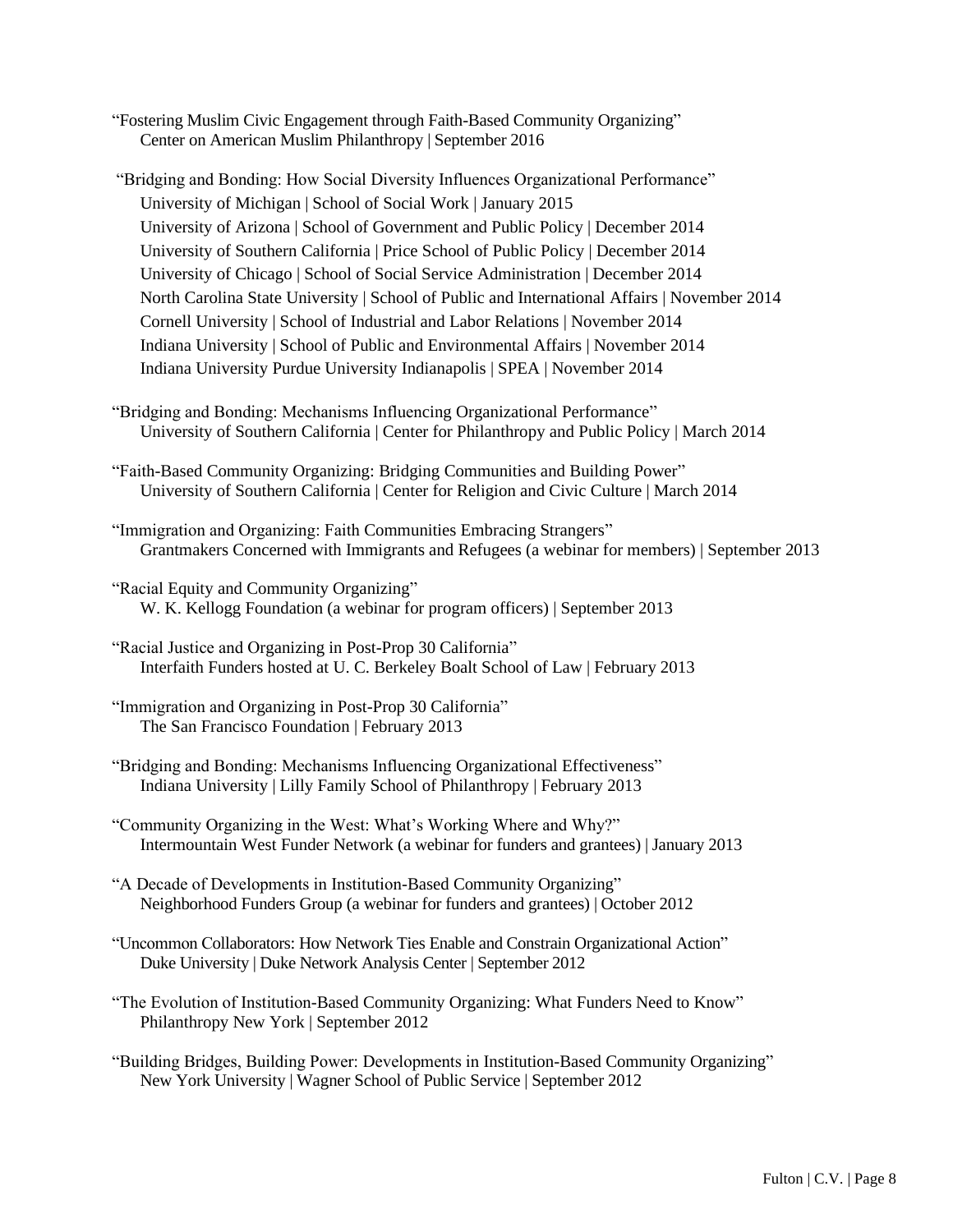"Fostering Muslim Civic Engagement through Faith-Based Community Organizing"
Center on American Muslim Philanthropy | September 2016

"Bridging and Bonding: How Social Diversity Influences Organizational Performance"
University of Michigan | School of Social Work | January 2015
University of Arizona | School of Government and Public Policy | December 2014
University of Southern California | Price School of Public Policy | December 2014
University of Chicago | School of Social Service Administration | December 2014
North Carolina State University | School of Public and International Affairs | November 2014
Cornell University | School of Industrial and Labor Relations | November 2014
Indiana University | School of Public and Environmental Affairs | November 2014
Indiana University Purdue University Indianapolis | SPEA | November 2014

"Bridging and Bonding: Mechanisms Influencing Organizational Performance"
University of Southern California | Center for Philanthropy and Public Policy | March 2014

"Faith-Based Community Organizing: Bridging Communities and Building Power"
University of Southern California | Center for Religion and Civic Culture | March 2014

"Immigration and Organizing: Faith Communities Embracing Strangers"
Grantmakers Concerned with Immigrants and Refugees (a webinar for members) | September 2013

"Racial Equity and Community Organizing"
W. K. Kellogg Foundation (a webinar for program officers) | September 2013

"Racial Justice and Organizing in Post-Prop 30 California"
Interfaith Funders hosted at U. C. Berkeley Boalt School of Law | February 2013

"Immigration and Organizing in Post-Prop 30 California"
The San Francisco Foundation | February 2013

"Bridging and Bonding: Mechanisms Influencing Organizational Effectiveness"
Indiana University | Lilly Family School of Philanthropy | February 2013

"Community Organizing in the West: What's Working Where and Why?"
Intermountain West Funder Network (a webinar for funders and grantees) | January 2013

"A Decade of Developments in Institution-Based Community Organizing"
Neighborhood Funders Group (a webinar for funders and grantees) | October 2012

"Uncommon Collaborators: How Network Ties Enable and Constrain Organizational Action"
Duke University | Duke Network Analysis Center | September 2012

"The Evolution of Institution-Based Community Organizing: What Funders Need to Know"
Philanthropy New York | September 2012

"Building Bridges, Building Power: Developments in Institution-Based Community Organizing"
New York University | Wagner School of Public Service | September 2012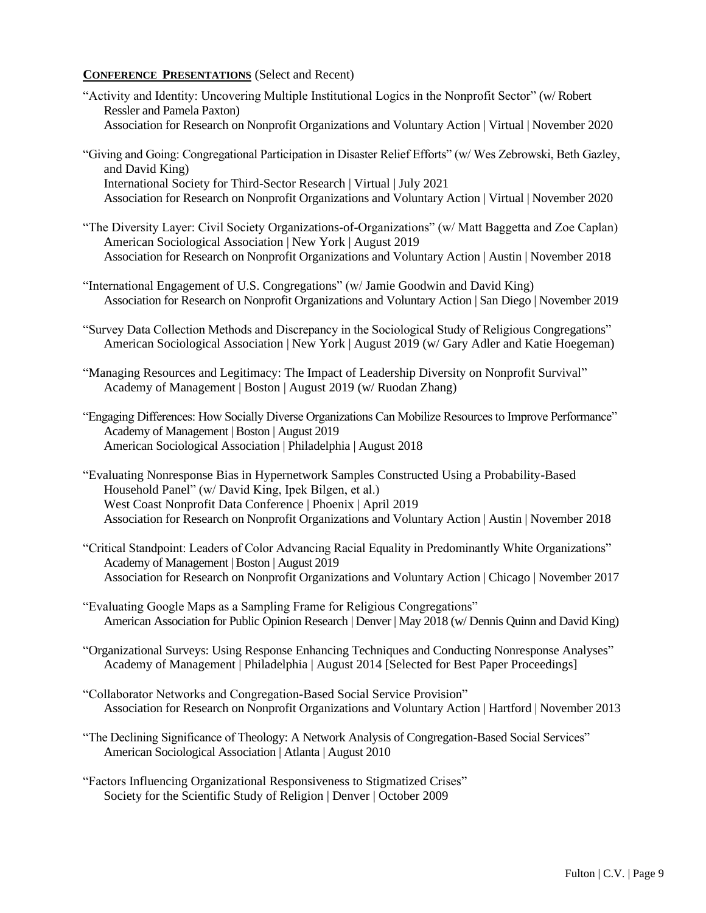**CONFERENCE PRESENTATIONS** (Select and Recent)

"Activity and Identity: Uncovering Multiple Institutional Logics in the Nonprofit Sector" (w/ Robert Ressler and Pamela Paxton)
Association for Research on Nonprofit Organizations and Voluntary Action | Virtual | November 2020

"Giving and Going: Congregational Participation in Disaster Relief Efforts" (w/ Wes Zebrowski, Beth Gazley, and David King)
International Society for Third-Sector Research | Virtual | July 2021
Association for Research on Nonprofit Organizations and Voluntary Action | Virtual | November 2020

"The Diversity Layer: Civil Society Organizations-of-Organizations" (w/ Matt Baggetta and Zoe Caplan)
American Sociological Association | New York | August 2019
Association for Research on Nonprofit Organizations and Voluntary Action | Austin | November 2018

"International Engagement of U.S. Congregations" (w/ Jamie Goodwin and David King)
Association for Research on Nonprofit Organizations and Voluntary Action | San Diego | November 2019

"Survey Data Collection Methods and Discrepancy in the Sociological Study of Religious Congregations"
American Sociological Association | New York | August 2019 (w/ Gary Adler and Katie Hoegeman)

"Managing Resources and Legitimacy: The Impact of Leadership Diversity on Nonprofit Survival"
Academy of Management | Boston | August 2019 (w/ Ruodan Zhang)

"Engaging Differences: How Socially Diverse Organizations Can Mobilize Resources to Improve Performance"
Academy of Management | Boston | August 2019
American Sociological Association | Philadelphia | August 2018

"Evaluating Nonresponse Bias in Hypernetwork Samples Constructed Using a Probability-Based Household Panel" (w/ David King, Ipek Bilgen, et al.)
West Coast Nonprofit Data Conference | Phoenix | April 2019
Association for Research on Nonprofit Organizations and Voluntary Action | Austin | November 2018

"Critical Standpoint: Leaders of Color Advancing Racial Equality in Predominantly White Organizations"
Academy of Management | Boston | August 2019
Association for Research on Nonprofit Organizations and Voluntary Action | Chicago | November 2017

"Evaluating Google Maps as a Sampling Frame for Religious Congregations"
American Association for Public Opinion Research | Denver | May 2018 (w/ Dennis Quinn and David King)

"Organizational Surveys: Using Response Enhancing Techniques and Conducting Nonresponse Analyses"
Academy of Management | Philadelphia | August 2014 [Selected for Best Paper Proceedings]

"Collaborator Networks and Congregation-Based Social Service Provision"
Association for Research on Nonprofit Organizations and Voluntary Action | Hartford | November 2013

"The Declining Significance of Theology: A Network Analysis of Congregation-Based Social Services"
American Sociological Association | Atlanta | August 2010

"Factors Influencing Organizational Responsiveness to Stigmatized Crises"
Society for the Scientific Study of Religion | Denver | October 2009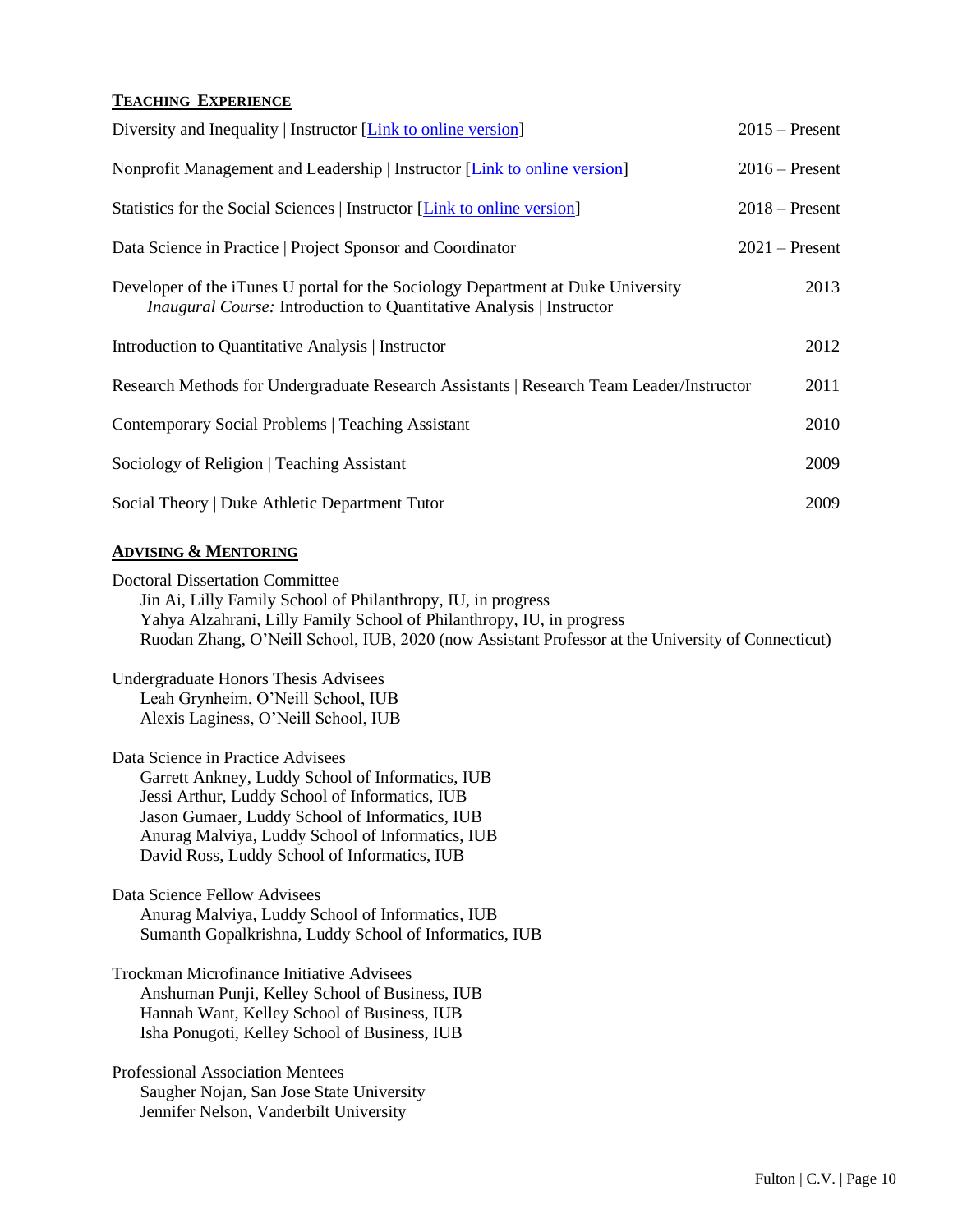## TEACHING EXPERIENCE

Diversity and Inequality | Instructor [Link to online version] 2015 – Present

Nonprofit Management and Leadership | Instructor [Link to online version] 2016 – Present

Statistics for the Social Sciences | Instructor [Link to online version] 2018 – Present

Data Science in Practice | Project Sponsor and Coordinator 2021 – Present

Developer of the iTunes U portal for the Sociology Department at Duke University 2013
*Inaugural Course:* Introduction to Quantitative Analysis | Instructor

Introduction to Quantitative Analysis | Instructor 2012

Research Methods for Undergraduate Research Assistants | Research Team Leader/Instructor 2011

Contemporary Social Problems | Teaching Assistant 2010

Sociology of Religion | Teaching Assistant 2009

Social Theory | Duke Athletic Department Tutor 2009

## ADVISING & MENTORING

Doctoral Dissertation Committee
- Jin Ai, Lilly Family School of Philanthropy, IU, in progress
- Yahya Alzahrani, Lilly Family School of Philanthropy, IU, in progress
- Ruodan Zhang, O'Neill School, IUB, 2020 (now Assistant Professor at the University of Connecticut)

Undergraduate Honors Thesis Advisees
- Leah Grynheim, O'Neill School, IUB
- Alexis Laginess, O'Neill School, IUB

Data Science in Practice Advisees
- Garrett Ankney, Luddy School of Informatics, IUB
- Jessi Arthur, Luddy School of Informatics, IUB
- Jason Gumaer, Luddy School of Informatics, IUB
- Anurag Malviya, Luddy School of Informatics, IUB
- David Ross, Luddy School of Informatics, IUB

Data Science Fellow Advisees
- Anurag Malviya, Luddy School of Informatics, IUB
- Sumanth Gopalkrishna, Luddy School of Informatics, IUB

Trockman Microfinance Initiative Advisees
- Anshuman Punji, Kelley School of Business, IUB
- Hannah Want, Kelley School of Business, IUB
- Isha Ponugoti, Kelley School of Business, IUB

Professional Association Mentees
- Saugher Nojan, San Jose State University
- Jennifer Nelson, Vanderbilt University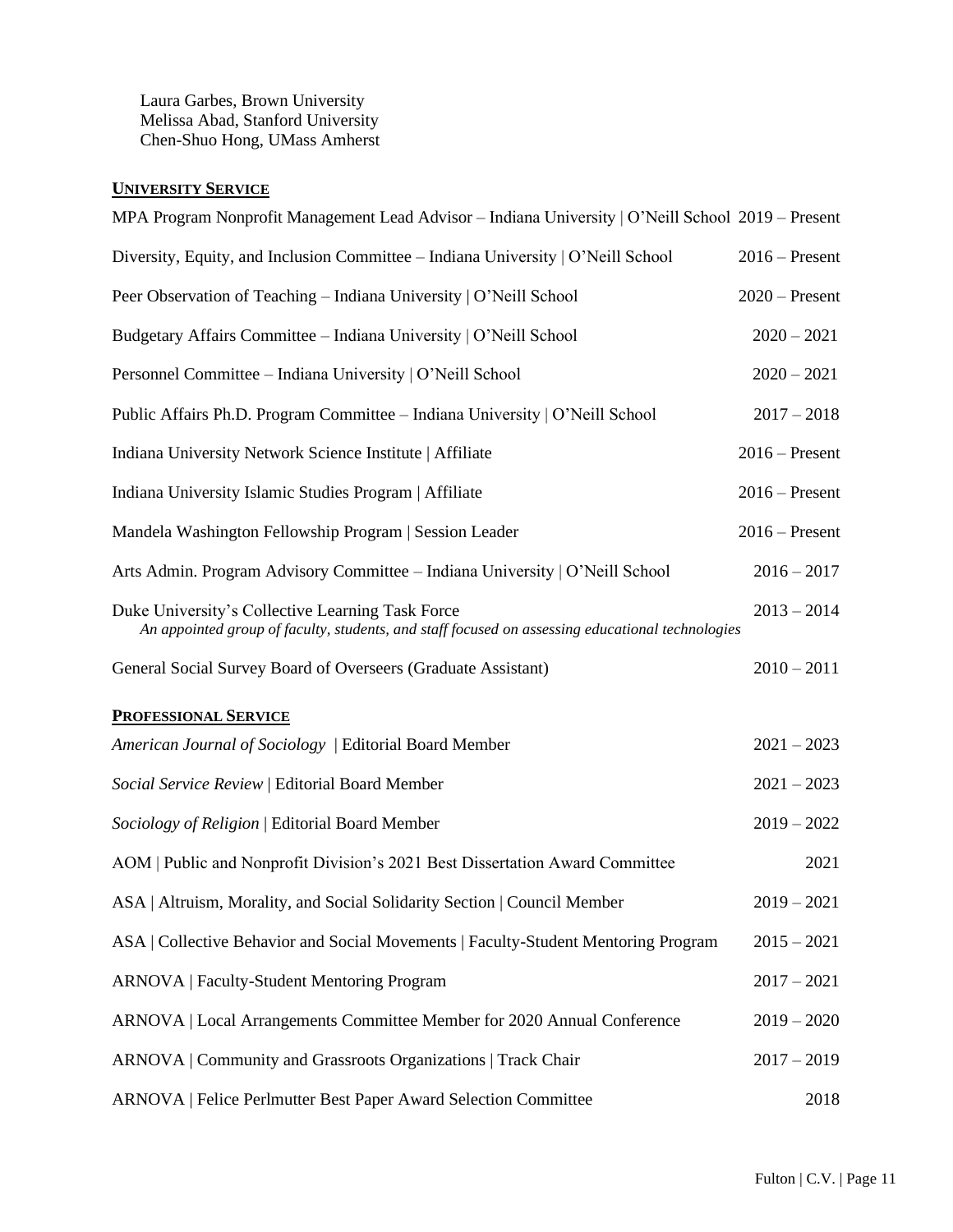Laura Garbes, Brown University
Melissa Abad, Stanford University
Chen-Shuo Hong, UMass Amherst

## UNIVERSITY SERVICE

MPA Program Nonprofit Management Lead Advisor – Indiana University | O'Neill School 2019 – Present

Diversity, Equity, and Inclusion Committee – Indiana University | O'Neill School 2016 – Present

Peer Observation of Teaching – Indiana University | O'Neill School 2020 – Present

Budgetary Affairs Committee – Indiana University | O'Neill School 2020 – 2021

Personnel Committee – Indiana University | O'Neill School 2020 – 2021

Public Affairs Ph.D. Program Committee – Indiana University | O'Neill School 2017 – 2018

Indiana University Network Science Institute | Affiliate 2016 – Present

Indiana University Islamic Studies Program | Affiliate 2016 – Present

Mandela Washington Fellowship Program | Session Leader 2016 – Present

Arts Admin. Program Advisory Committee – Indiana University | O'Neill School 2016 – 2017

Duke University's Collective Learning Task Force 2013 – 2014
*An appointed group of faculty, students, and staff focused on assessing educational technologies*

General Social Survey Board of Overseers (Graduate Assistant) 2010 – 2011

## PROFESSIONAL SERVICE

*American Journal of Sociology* | Editorial Board Member 2021 – 2023

*Social Service Review* | Editorial Board Member 2021 – 2023

*Sociology of Religion* | Editorial Board Member 2019 – 2022

AOM | Public and Nonprofit Division's 2021 Best Dissertation Award Committee 2021

ASA | Altruism, Morality, and Social Solidarity Section | Council Member 2019 – 2021

ASA | Collective Behavior and Social Movements | Faculty-Student Mentoring Program 2015 – 2021

ARNOVA | Faculty-Student Mentoring Program 2017 – 2021

ARNOVA | Local Arrangements Committee Member for 2020 Annual Conference 2019 – 2020

ARNOVA | Community and Grassroots Organizations | Track Chair 2017 – 2019

ARNOVA | Felice Perlmutter Best Paper Award Selection Committee 2018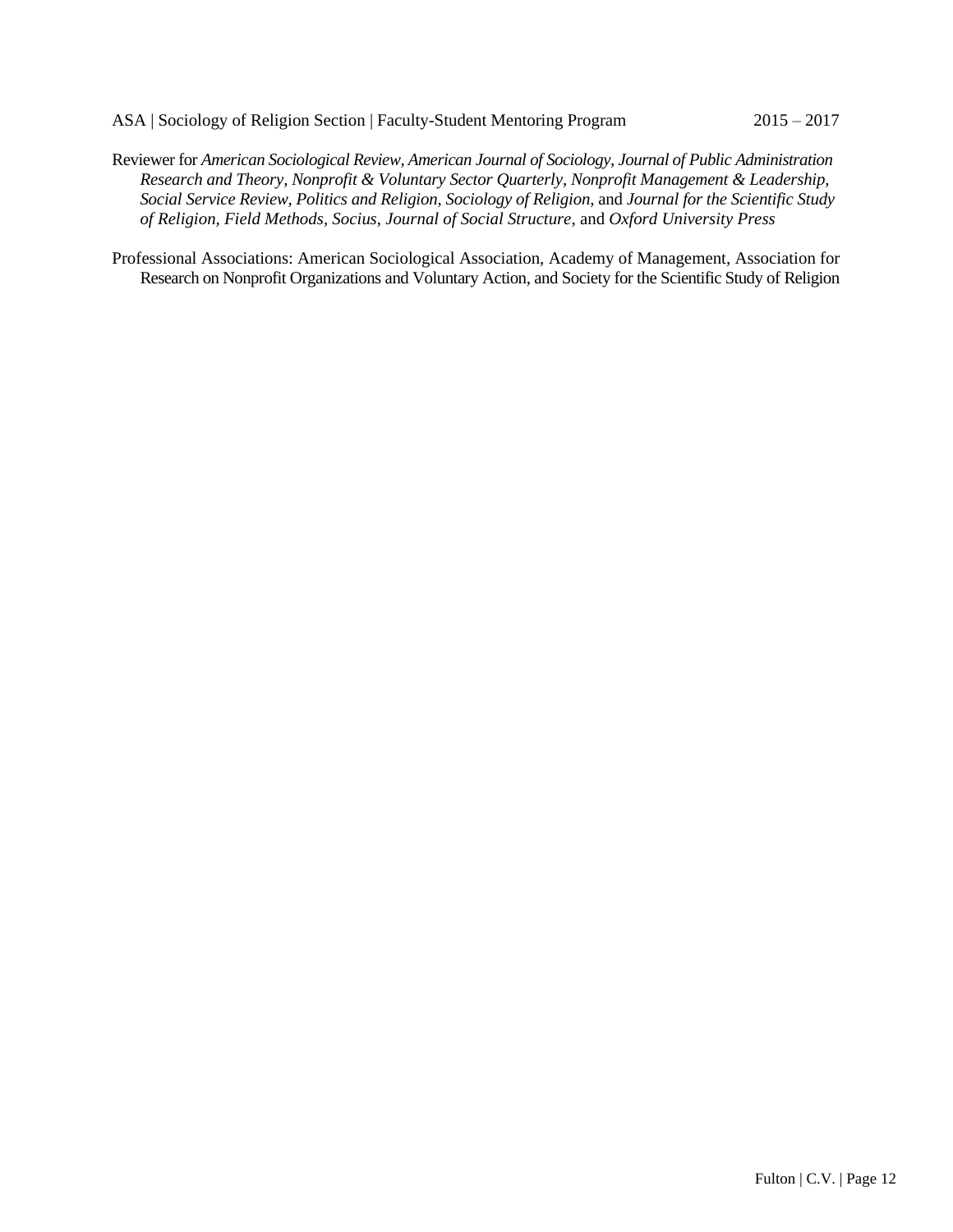ASA | Sociology of Religion Section | Faculty-Student Mentoring Program 2015 – 2017

Reviewer for *American Sociological Review*, *American Journal of Sociology*, *Journal of Public Administration Research and Theory*, *Nonprofit & Voluntary Sector Quarterly*, *Nonprofit Management & Leadership*, *Social Service Review*, *Politics and Religion*, *Sociology of Religion*, and *Journal for the Scientific Study of Religion*, *Field Methods*, *Socius*, *Journal of Social Structure*, and *Oxford University Press*

Professional Associations: American Sociological Association, Academy of Management, Association for Research on Nonprofit Organizations and Voluntary Action, and Society for the Scientific Study of Religion